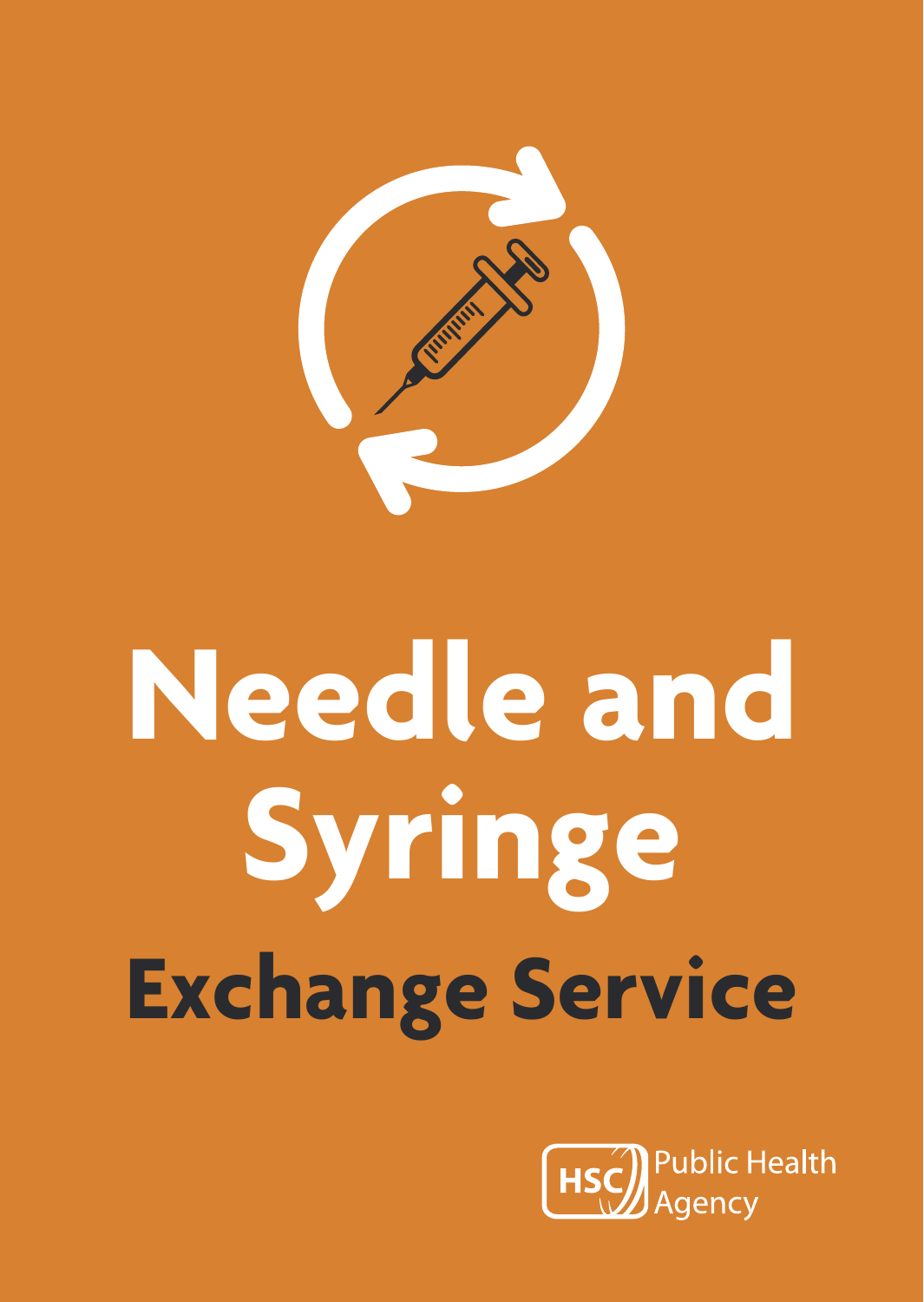# Needle and Syringe

## Exchange Service

HSC Public Health Agency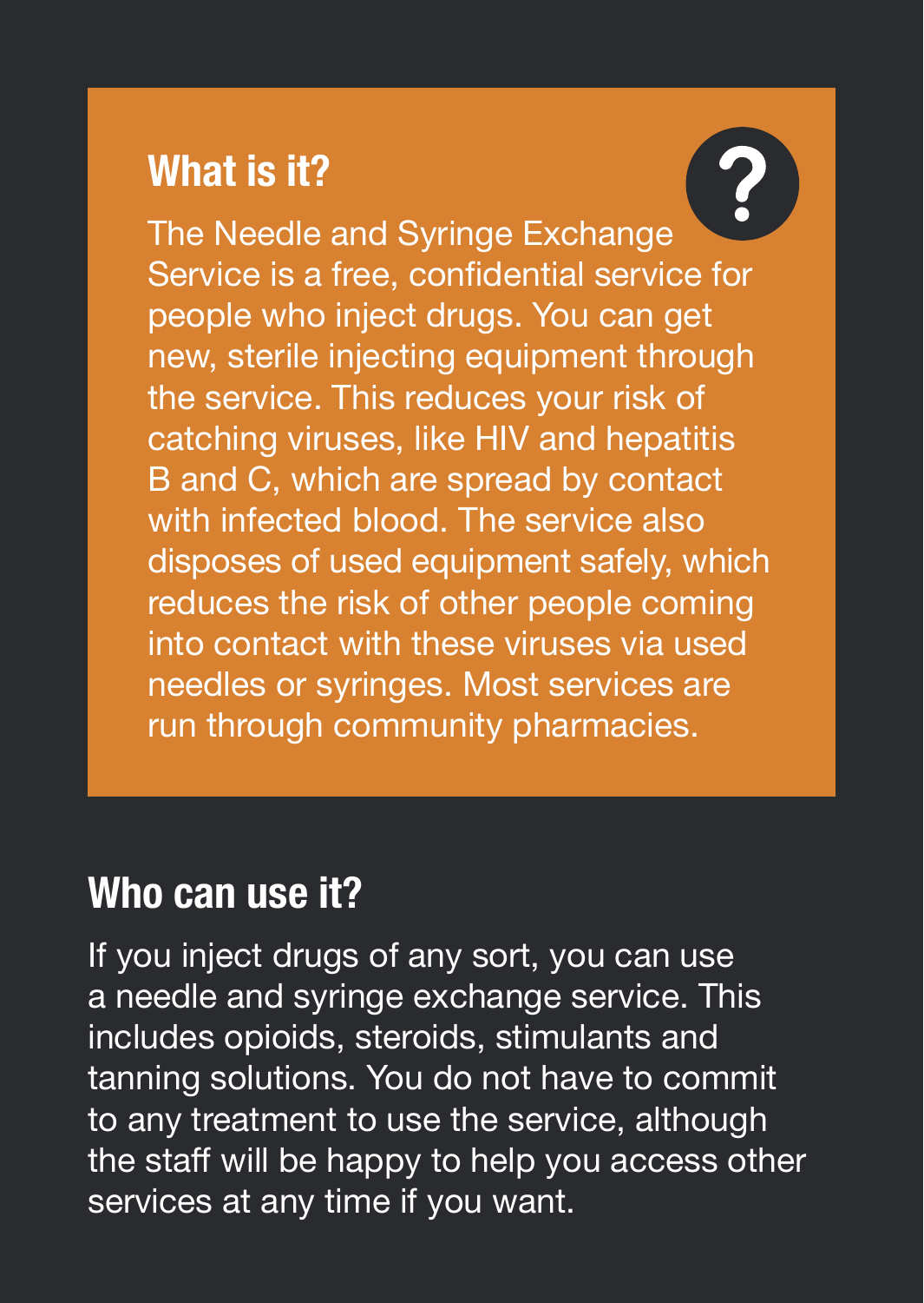## What is it?

The Needle and Syringe Exchange Service is a free, confidential service for people who inject drugs. You can get new, sterile injecting equipment through the service. This reduces your risk of catching viruses, like HIV and hepatitis B and C, which are spread by contact with infected blood. The service also disposes of used equipment safely, which reduces the risk of other people coming into contact with these viruses via used needles or syringes. Most services are run through community pharmacies.

## Who can use it?

If you inject drugs of any sort, you can use a needle and syringe exchange service. This includes opioids, steroids, stimulants and tanning solutions. You do not have to commit to any treatment to use the service, although the staff will be happy to help you access other services at any time if you want.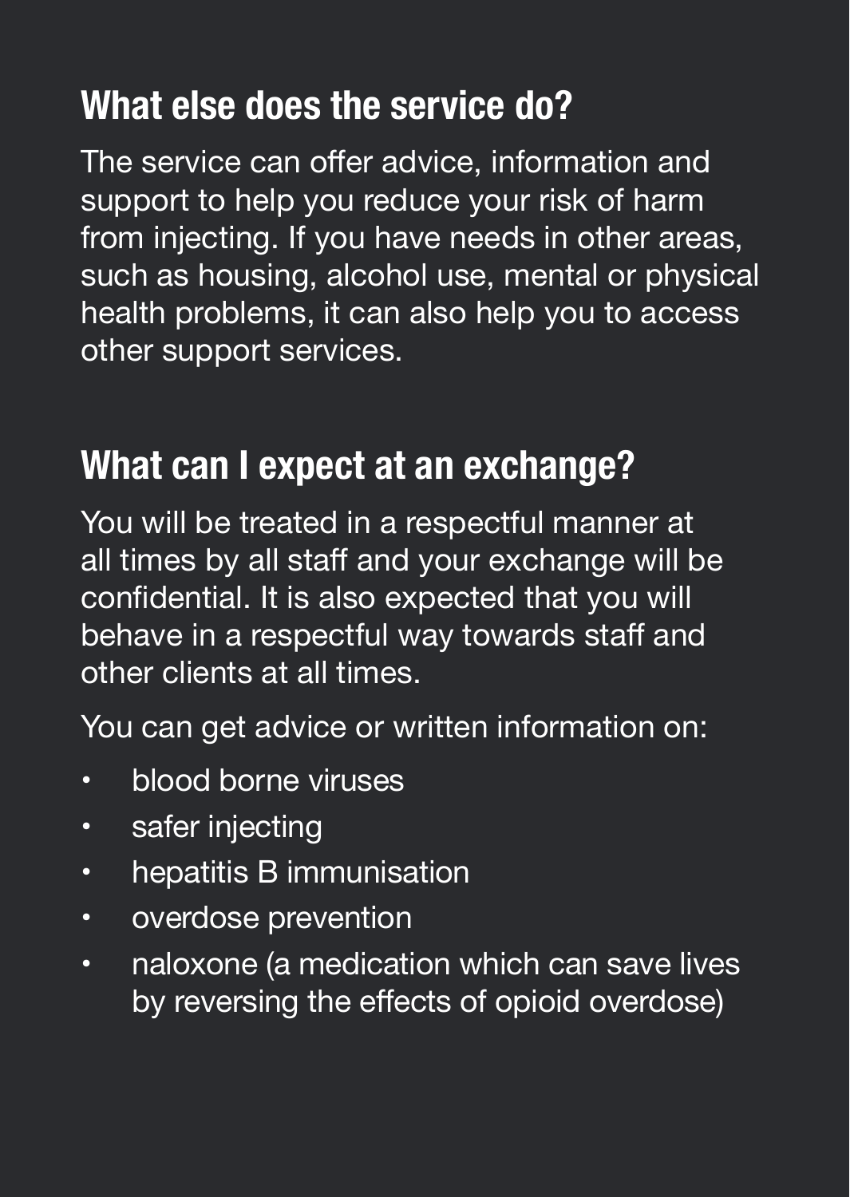## What else does the service do?

The service can offer advice, information and support to help you reduce your risk of harm from injecting. If you have needs in other areas, such as housing, alcohol use, mental or physical health problems, it can also help you to access other support services.

## What can I expect at an exchange?

You will be treated in a respectful manner at all times by all staff and your exchange will be confidential. It is also expected that you will behave in a respectful way towards staff and other clients at all times.

You can get advice or written information on:

- blood borne viruses
- safer injecting
- hepatitis B immunisation
- overdose prevention
- naloxone (a medication which can save lives by reversing the effects of opioid overdose)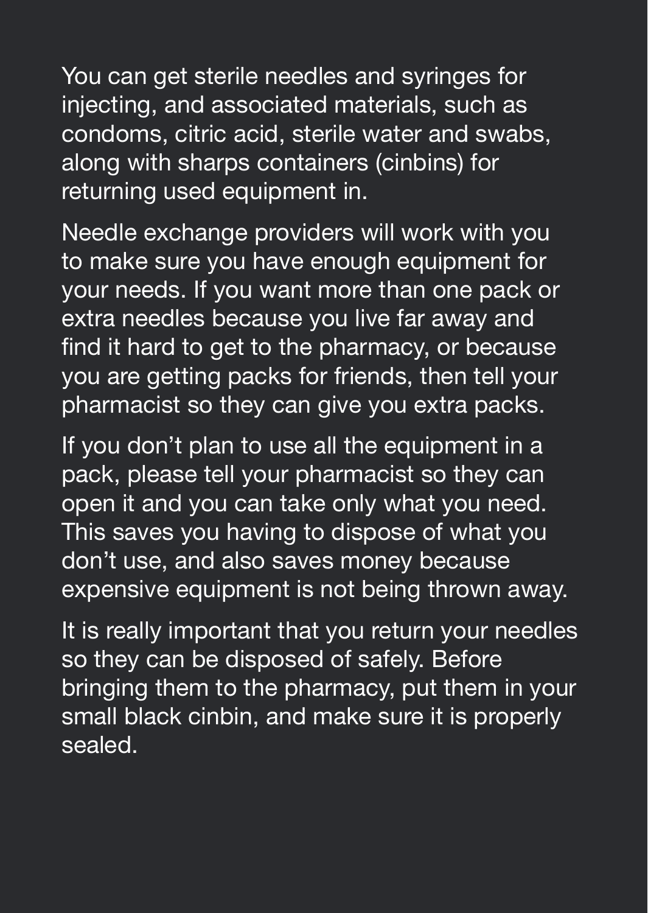You can get sterile needles and syringes for injecting, and associated materials, such as condoms, citric acid, sterile water and swabs, along with sharps containers (cinbins) for returning used equipment in.

Needle exchange providers will work with you to make sure you have enough equipment for your needs. If you want more than one pack or extra needles because you live far away and find it hard to get to the pharmacy, or because you are getting packs for friends, then tell your pharmacist so they can give you extra packs.

If you don't plan to use all the equipment in a pack, please tell your pharmacist so they can open it and you can take only what you need. This saves you having to dispose of what you don't use, and also saves money because expensive equipment is not being thrown away.

It is really important that you return your needles so they can be disposed of safely. Before bringing them to the pharmacy, put them in your small black cinbin, and make sure it is properly sealed.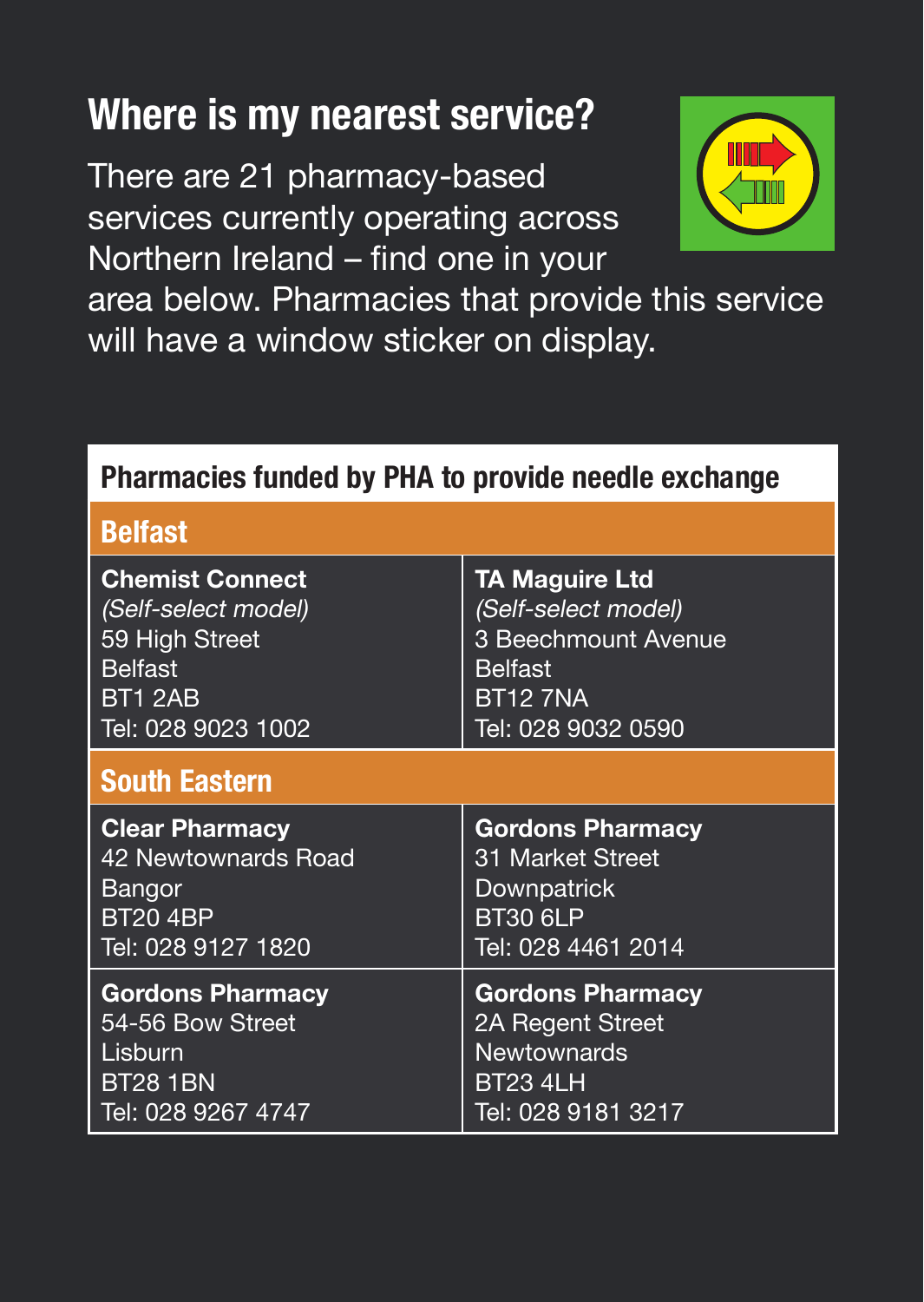# Where is my nearest service?

There are 21 pharmacy-based services currently operating across Northern Ireland – find one in your area below. Pharmacies that provide this service will have a window sticker on display.

## Pharmacies funded by PHA to provide needle exchange

### Belfast

| | |
|---|---|
| **Chemist Connect**<br>*(Self-select model)*<br>59 High Street<br>Belfast<br>BT1 2AB<br>Tel: 028 9023 1002 | **TA Maguire Ltd**<br>*(Self-select model)*<br>3 Beechmount Avenue<br>Belfast<br>BT12 7NA<br>Tel: 028 9032 0590 |

### South Eastern

| | |
|---|---|
| **Clear Pharmacy**<br>42 Newtownards Road<br>Bangor<br>BT20 4BP<br>Tel: 028 9127 1820 | **Gordons Pharmacy**<br>31 Market Street<br>Downpatrick<br>BT30 6LP<br>Tel: 028 4461 2014 |
| **Gordons Pharmacy**<br>54-56 Bow Street<br>Lisburn<br>BT28 1BN<br>Tel: 028 9267 4747 | **Gordons Pharmacy**<br>2A Regent Street<br>Newtownards<br>BT23 4LH<br>Tel: 028 9181 3217 |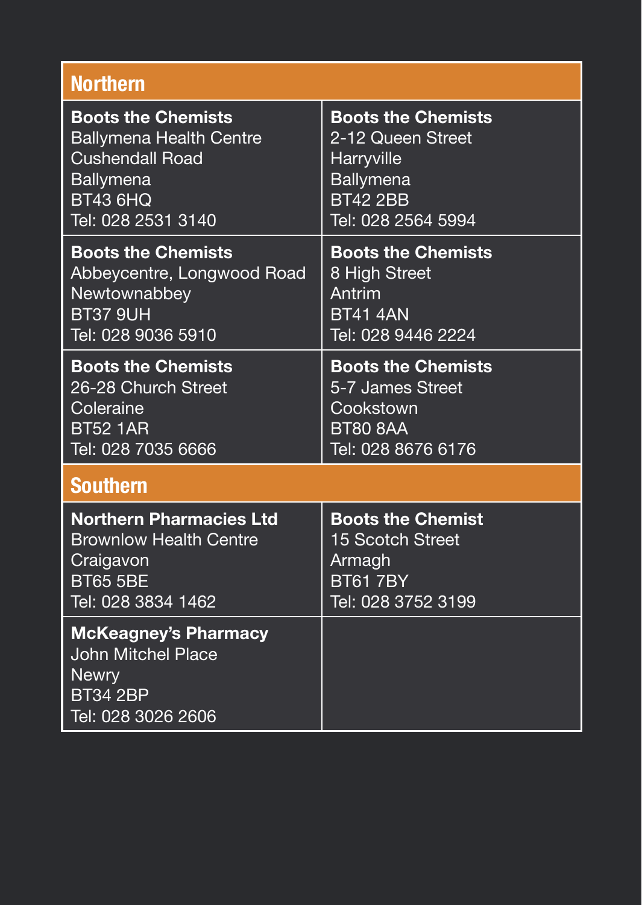## Northern

| | |
|---|---|
| **Boots the Chemists**<br>Ballymena Health Centre<br>Cushendall Road<br>Ballymena<br>BT43 6HQ<br>Tel: 028 2531 3140 | **Boots the Chemists**<br>2-12 Queen Street<br>Harryville<br>Ballymena<br>BT42 2BB<br>Tel: 028 2564 5994 |
| **Boots the Chemists**<br>Abbeycentre, Longwood Road<br>Newtownabbey<br>BT37 9UH<br>Tel: 028 9036 5910 | **Boots the Chemists**<br>8 High Street<br>Antrim<br>BT41 4AN<br>Tel: 028 9446 2224 |
| **Boots the Chemists**<br>26-28 Church Street<br>Coleraine<br>BT52 1AR<br>Tel: 028 7035 6666 | **Boots the Chemists**<br>5-7 James Street<br>Cookstown<br>BT80 8AA<br>Tel: 028 8676 6176 |

## Southern

| | |
|---|---|
| **Northern Pharmacies Ltd**<br>Brownlow Health Centre<br>Craigavon<br>BT65 5BE<br>Tel: 028 3834 1462 | **Boots the Chemist**<br>15 Scotch Street<br>Armagh<br>BT61 7BY<br>Tel: 028 3752 3199 |
| **McKeagney's Pharmacy**<br>John Mitchel Place<br>Newry<br>BT34 2BP<br>Tel: 028 3026 2606 | |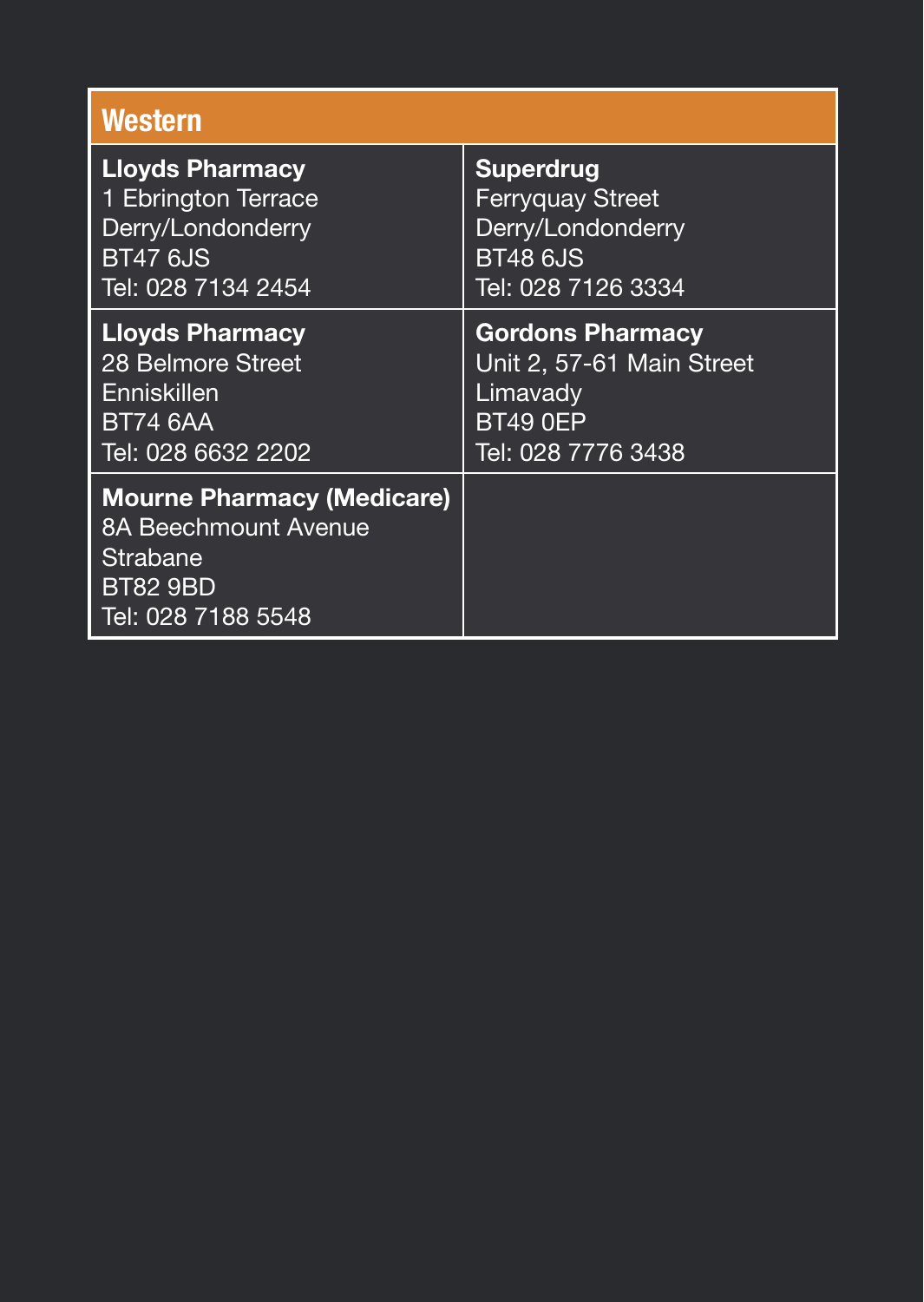## Western

| | |
|---|---|
| **Lloyds Pharmacy**<br>1 Ebrington Terrace<br>Derry/Londonderry<br>BT47 6JS<br>Tel: 028 7134 2454 | **Superdrug**<br>Ferryquay Street<br>Derry/Londonderry<br>BT48 6JS<br>Tel: 028 7126 3334 |
| **Lloyds Pharmacy**<br>28 Belmore Street<br>Enniskillen<br>BT74 6AA<br>Tel: 028 6632 2202 | **Gordons Pharmacy**<br>Unit 2, 57-61 Main Street<br>Limavady<br>BT49 0EP<br>Tel: 028 7776 3438 |
| **Mourne Pharmacy (Medicare)**<br>8A Beechmount Avenue<br>Strabane<br>BT82 9BD<br>Tel: 028 7188 5548 | |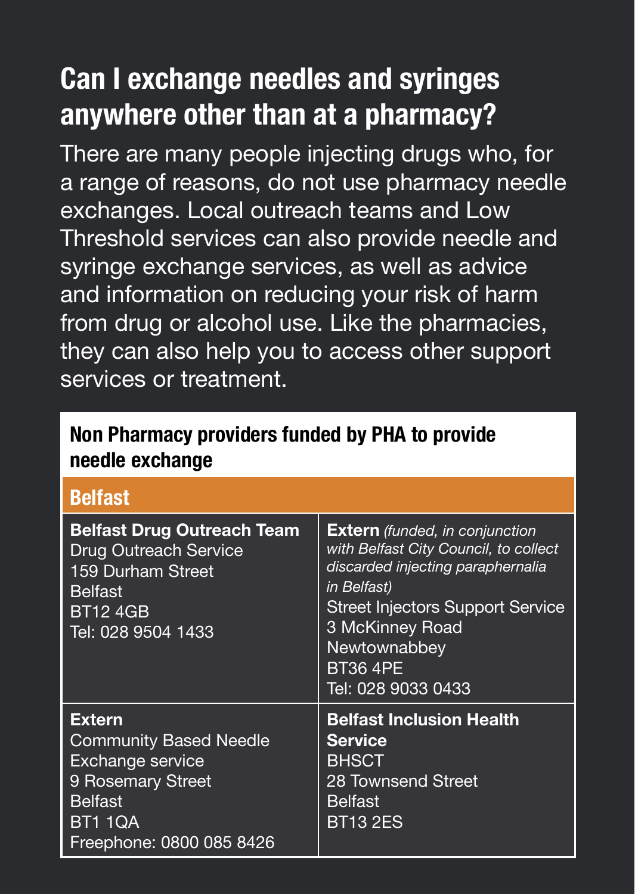## Can I exchange needles and syringes anywhere other than at a pharmacy?

There are many people injecting drugs who, for a range of reasons, do not use pharmacy needle exchanges. Local outreach teams and Low Threshold services can also provide needle and syringe exchange services, as well as advice and information on reducing your risk of harm from drug or alcohol use. Like the pharmacies, they can also help you to access other support services or treatment.

**Non Pharmacy providers funded by PHA to provide needle exchange**

| **Belfast** | |
|---|---|
| **Belfast Drug Outreach Team**<br>Drug Outreach Service<br>159 Durham Street<br>Belfast<br>BT12 4GB<br>Tel: 028 9504 1433 | **Extern** *(funded, in conjunction with Belfast City Council, to collect discarded injecting paraphernalia in Belfast)*<br>Street Injectors Support Service<br>3 McKinney Road<br>Newtownabbey<br>BT36 4PE<br>Tel: 028 9033 0433 |
| **Extern**<br>Community Based Needle Exchange service<br>9 Rosemary Street<br>Belfast<br>BT1 1QA<br>Freephone: 0800 085 8426 | **Belfast Inclusion Health Service**<br>BHSCT<br>28 Townsend Street<br>Belfast<br>BT13 2ES |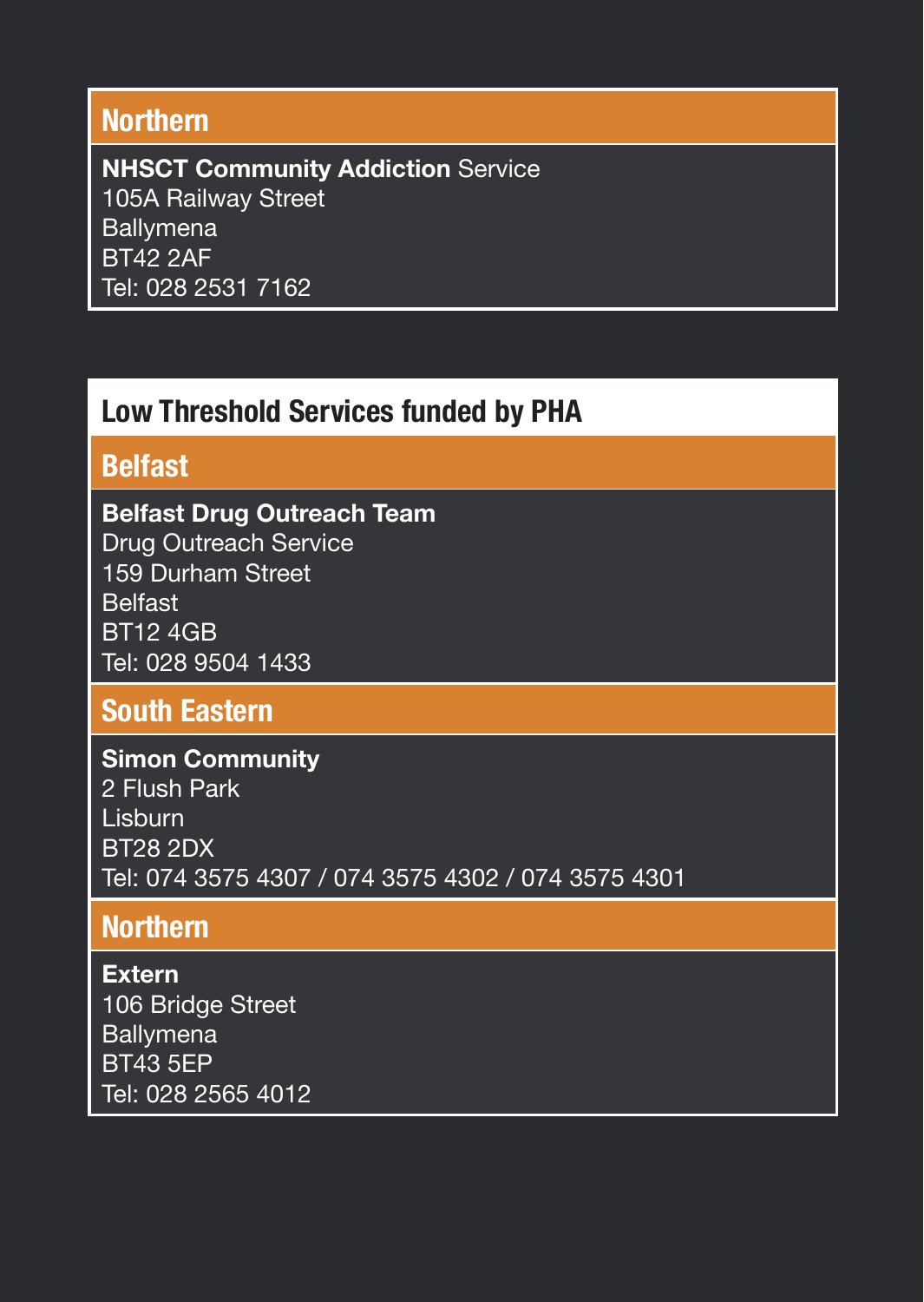## Northern

**NHSCT Community Addiction** Service
105A Railway Street
Ballymena
BT42 2AF
Tel: 028 2531 7162

# Low Threshold Services funded by PHA

## Belfast

**Belfast Drug Outreach Team**
Drug Outreach Service
159 Durham Street
Belfast
BT12 4GB
Tel: 028 9504 1433

## South Eastern

**Simon Community**
2 Flush Park
Lisburn
BT28 2DX
Tel: 074 3575 4307 / 074 3575 4302 / 074 3575 4301

## Northern

**Extern**
106 Bridge Street
Ballymena
BT43 5EP
Tel: 028 2565 4012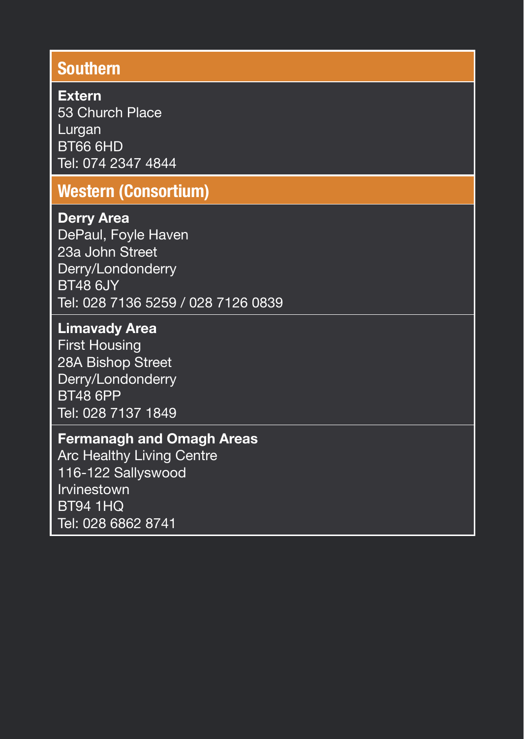## Southern

**Extern**
53 Church Place
Lurgan
BT66 6HD
Tel: 074 2347 4844

## Western (Consortium)

**Derry Area**
DePaul, Foyle Haven
23a John Street
Derry/Londonderry
BT48 6JY
Tel: 028 7136 5259 / 028 7126 0839

**Limavady Area**
First Housing
28A Bishop Street
Derry/Londonderry
BT48 6PP
Tel: 028 7137 1849

**Fermanagh and Omagh Areas**
Arc Healthy Living Centre
116-122 Sallyswood
Irvinestown
BT94 1HQ
Tel: 028 6862 8741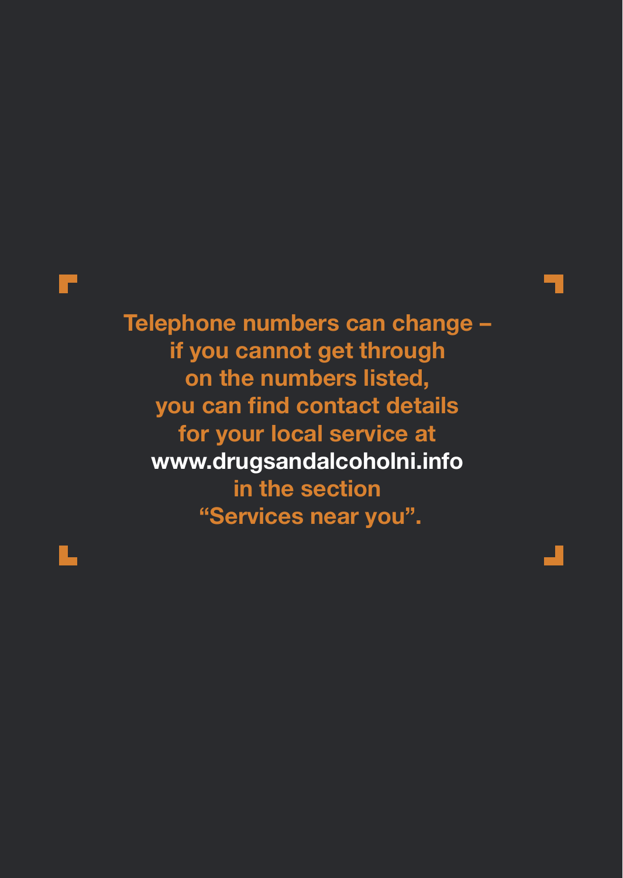**Telephone numbers can change – if you cannot get through on the numbers listed, you can find contact details for your local service at www.drugsandalcoholni.info in the section "Services near you".**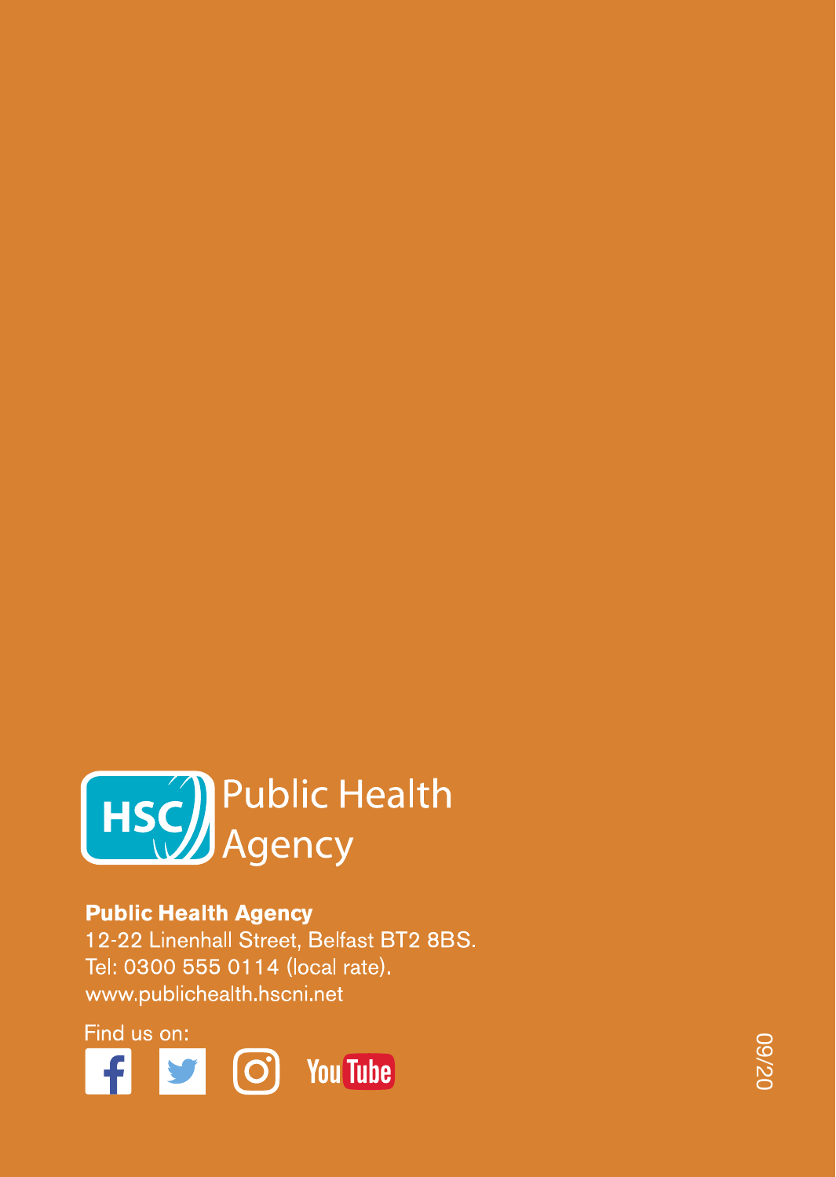Public Health
Agency

**Public Health Agency**
12-22 Linenhall Street, Belfast BT2 8BS.
Tel: 0300 555 0114 (local rate).
www.publichealth.hscni.net

Find us on:

09/20